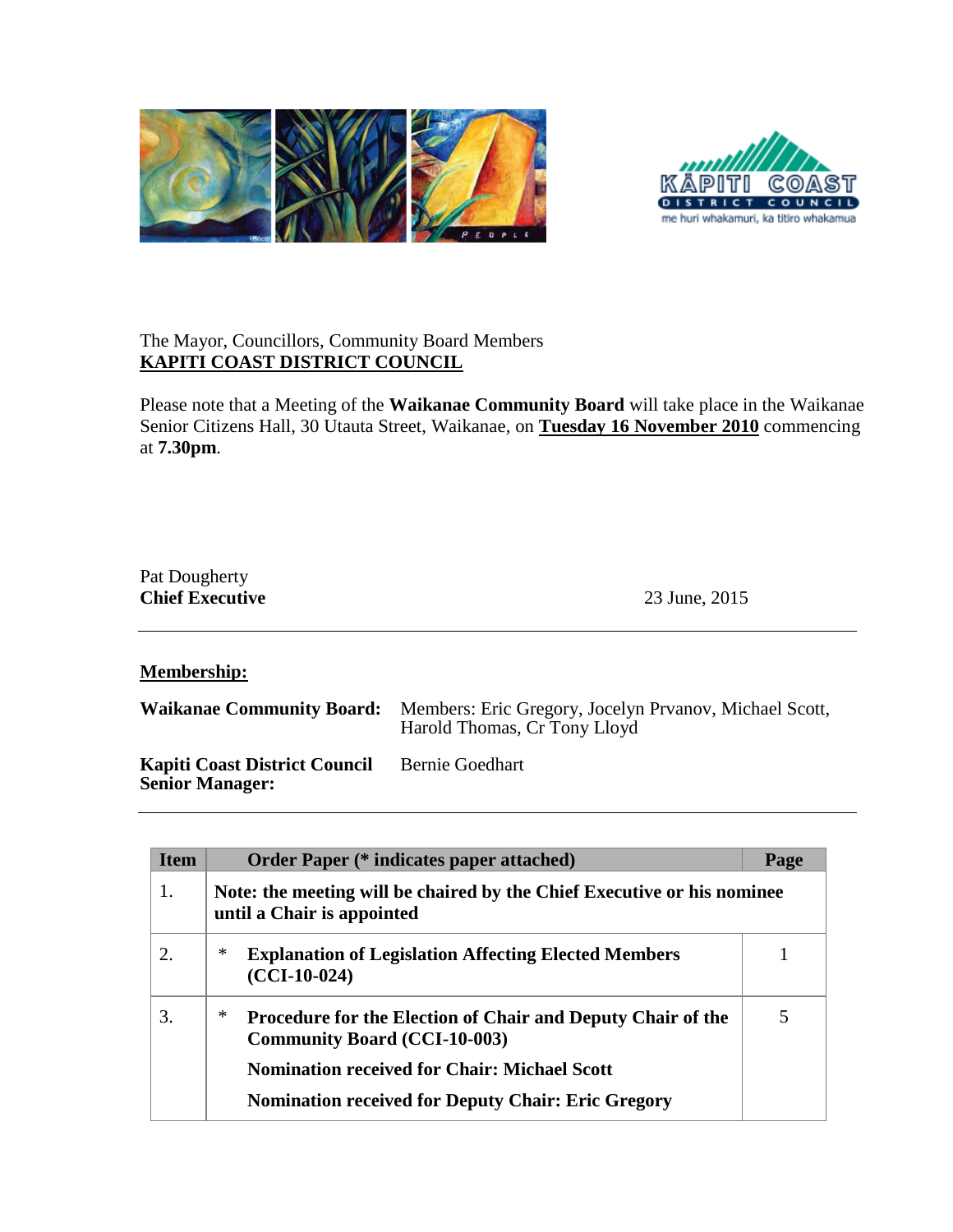KĀPITI COAST DISTRICT COUNCIL
me huri whakamuri, ka titiro whakamua

The Mayor, Councillors, Community Board Members
**KAPITI COAST DISTRICT COUNCIL**

Please note that a Meeting of the **Waikanae Community Board** will take place in the Waikanae Senior Citizens Hall, 30 Utauta Street, Waikanae, on **Tuesday 16 November 2010** commencing at **7.30pm**.

Pat Dougherty
**Chief Executive**

23 June, 2015

---

**Membership:**

**Waikanae Community Board:** Members: Eric Gregory, Jocelyn Prvanov, Michael Scott, Harold Thomas, Cr Tony Lloyd

**Kapiti Coast District Council Senior Manager:** Bernie Goedhart

---

| Item | Order Paper (* indicates paper attached) | Page |
|---|---|---|
| 1. | **Note: the meeting will be chaired by the Chief Executive or his nominee until a Chair is appointed** | |
| 2. | * **Explanation of Legislation Affecting Elected Members (CCI-10-024)** | 1 |
| 3. | * **Procedure for the Election of Chair and Deputy Chair of the Community Board (CCI-10-003)**<br>**Nomination received for Chair: Michael Scott**<br>**Nomination received for Deputy Chair: Eric Gregory** | 5 |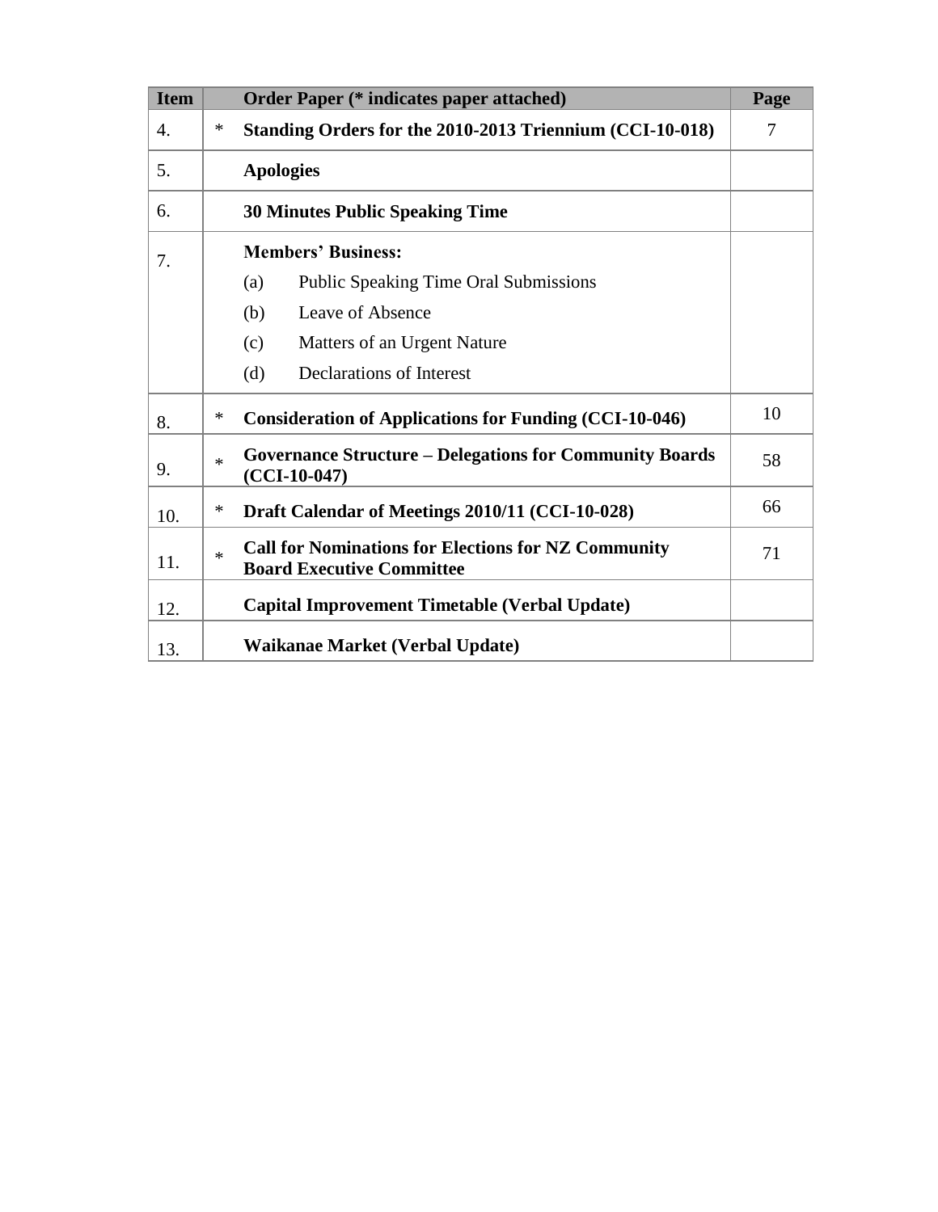| Item | | Order Paper (* indicates paper attached) | Page |
|---|---|---|---|
| 4. | * | **Standing Orders for the 2010-2013 Triennium (CCI-10-018)** | 7 |
| 5. | | **Apologies** | |
| 6. | | **30 Minutes Public Speaking Time** | |
| 7. | | **Members' Business:**<br>(a) Public Speaking Time Oral Submissions<br>(b) Leave of Absence<br>(c) Matters of an Urgent Nature<br>(d) Declarations of Interest | |
| 8. | * | **Consideration of Applications for Funding (CCI-10-046)** | 10 |
| 9. | * | **Governance Structure – Delegations for Community Boards (CCI-10-047)** | 58 |
| 10. | * | **Draft Calendar of Meetings 2010/11 (CCI-10-028)** | 66 |
| 11. | * | **Call for Nominations for Elections for NZ Community Board Executive Committee** | 71 |
| 12. | | **Capital Improvement Timetable (Verbal Update)** | |
| 13. | | **Waikanae Market (Verbal Update)** | |